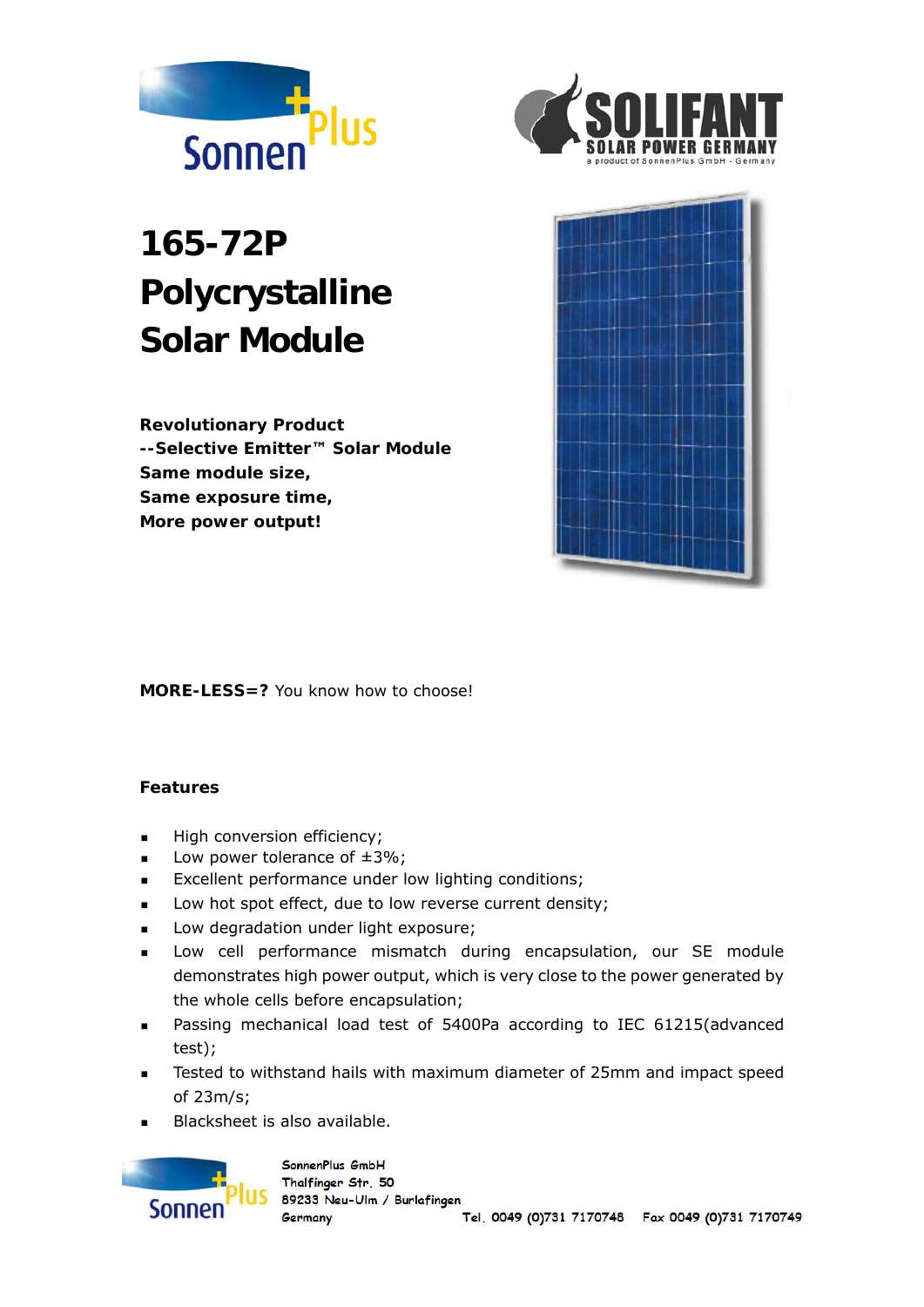# 165-72P Polycrystalline Solar Module

**Revolutionary Product**
**--Selective Emitter™ Solar Module**
**Same module size,**
**Same exposure time,**
**More power output!**

**MORE-LESS=?** You know how to choose!

### Features

- High conversion efficiency;
- Low power tolerance of ±3%;
- Excellent performance under low lighting conditions;
- Low hot spot effect, due to low reverse current density;
- Low degradation under light exposure;
- Low cell performance mismatch during encapsulation, our SE module demonstrates high power output, which is very close to the power generated by the whole cells before encapsulation;
- Passing mechanical load test of 5400Pa according to IEC 61215(advanced test);
- Tested to withstand hails with maximum diameter of 25mm and impact speed of 23m/s;
- Blacksheet is also available.

SonnenPlus GmbH
Thalfinger Str. 50
89233 Neu-Ulm / Burlafingen
Germany
Tel. 0049 (0)731 7170748 Fax 0049 (0)731 7170749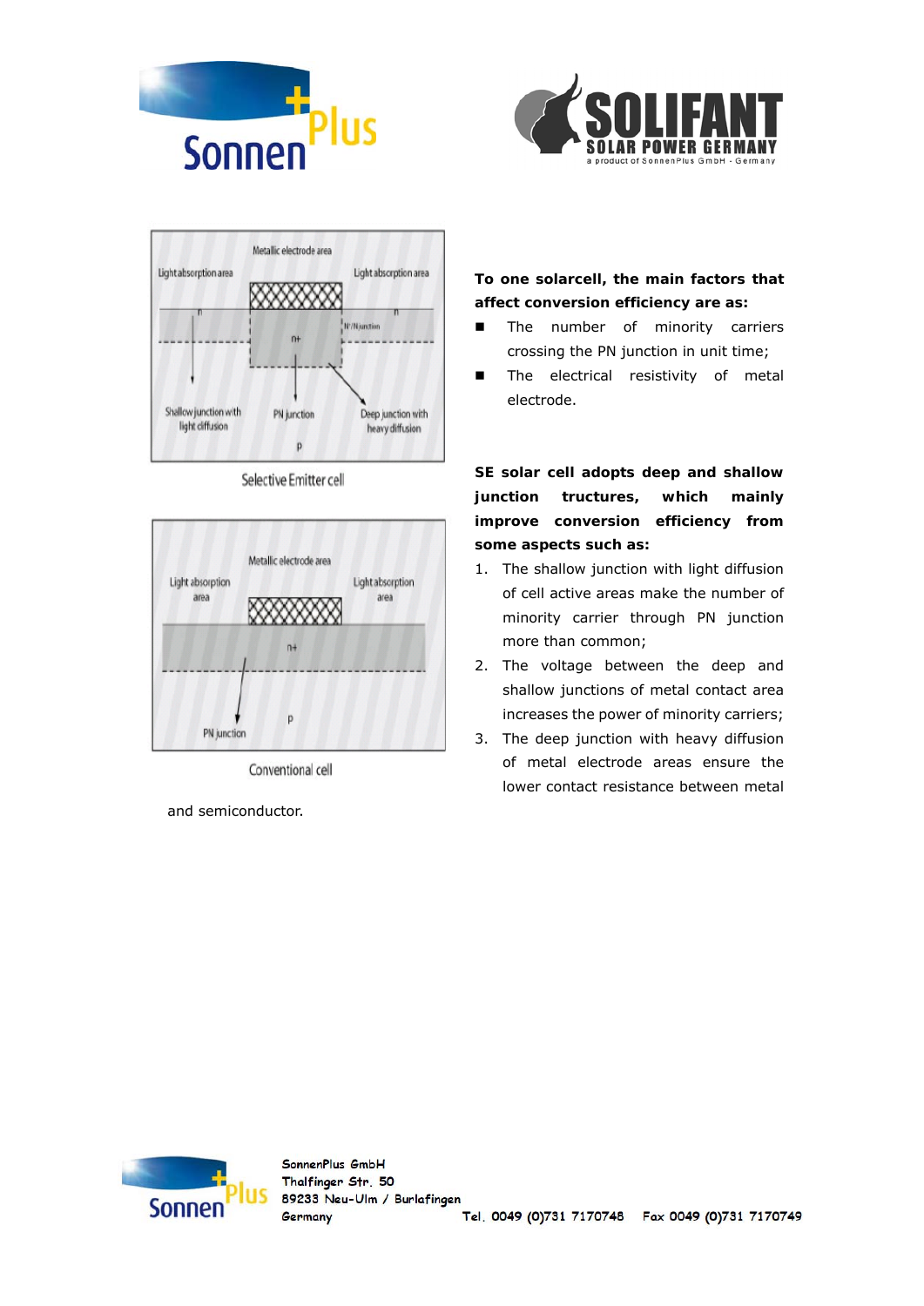To one solarcell, the main factors that affect conversion efficiency are as:

- The number of minority carriers crossing the PN junction in unit time;
- The electrical resistivity of metal electrode.

Selective Emitter cell

Conventional cell

**SE solar cell adopts deep and shallow junction tructures, which mainly improve conversion efficiency from some aspects such as:**

1. The shallow junction with light diffusion of cell active areas make the number of minority carrier through PN junction more than common;
2. The voltage between the deep and shallow junctions of metal contact area increases the power of minority carriers;
3. The deep junction with heavy diffusion of metal electrode areas ensure the lower contact resistance between metal and semiconductor.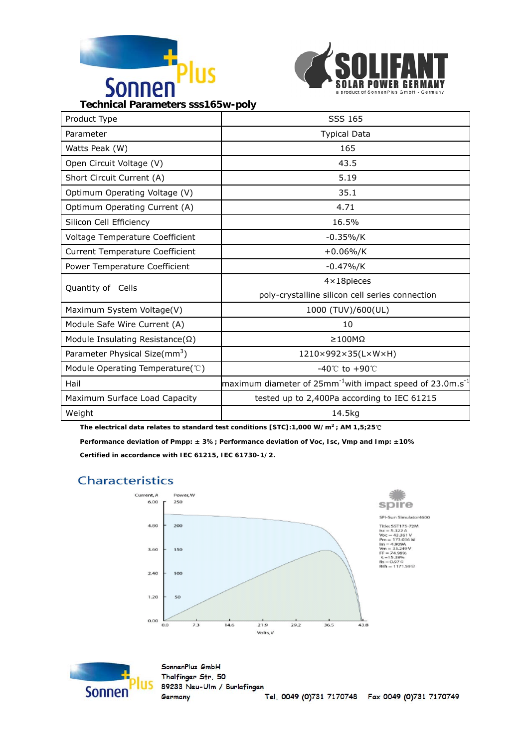**Technical Parameters sss165w-poly**

| Product Type | SSS 165 |
|---|---|
| Parameter | Typical Data |
| Watts Peak (W) | 165 |
| Open Circuit Voltage (V) | 43.5 |
| Short Circuit Current (A) | 5.19 |
| Optimum Operating Voltage (V) | 35.1 |
| Optimum Operating Current (A) | 4.71 |
| Silicon Cell Efficiency | 16.5% |
| Voltage Temperature Coefficient | -0.35%/K |
| Current Temperature Coefficient | +0.06%/K |
| Power Temperature Coefficient | -0.47%/K |
| Quantity of Cells | 4×18pieces poly-crystalline silicon cell series connection |
| Maximum System Voltage(V) | 1000 (TUV)/600(UL) |
| Module Safe Wire Current (A) | 10 |
| Module Insulating Resistance(Ω) | ≥100MΩ |
| Parameter Physical Size($mm^3$) | 1210×992×35(L×W×H) |
| Module Operating Temperature(℃) | -40℃ to +90℃ |
| Hail | maximum diameter of 25mm$^{-1}$with impact speed of 23.0m.s$^{-1}$ |
| Maximum Surface Load Capacity | tested up to 2,400Pa according to IEC 61215 |
| Weight | 14.5kg |

**The electrical data relates to standard test conditions [STC]:1,000 W/m²; AM 1,5;25℃**

**Performance deviation of Pmpp: ± 3%; Performance deviation of Voc, Isc, Vmp and Imp: ±10%**

**Certified in accordance with IEC 61215, IEC 61730-1/2.**

## Characteristics

Current, A | Power, W

Volts, V

spire

SPI-Sun Simulator4600

Title: SST175-72M
Isc = 5.322 A
Voc = 43.361 V
Pm = 173.036 W
Im = 4.909A
Vm = 35.249 V
FF = 24.98%
η = 15.38%
Rs = 0.97 Ω
Rsh = 1171.59 Ω

SonnenPlus GmbH
Thalfinger Str. 50
89233 Neu-Ulm / Burlafingen
Germany

Tel. 0049 (0)731 7170748 Fax 0049 (0)731 7170749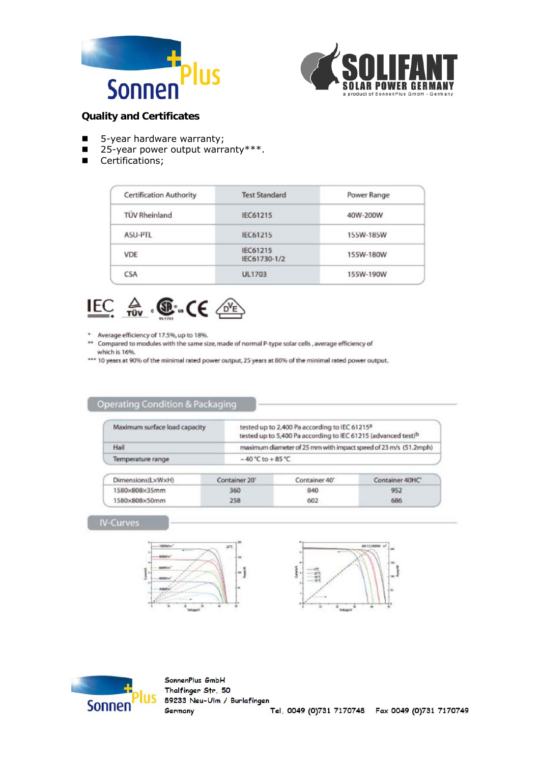## Quality and Certificates

- 5-year hardware warranty;
- 25-year power output warranty***.
- Certifications;

| Certification Authority | Test Standard | Power Range |
|---|---|---|
| TÜV Rheinland | IEC61215 | 40W-200W |
| ASU-PTL | IEC61215 | 155W-185W |
| VDE | IEC61215 IEC61730-1/2 | 155W-180W |
| CSA | UL1703 | 155W-190W |

IEC TÜV CSA UL1703 CE VDE

\* Average efficiency of 17.5%, up to 18%.

\** Compared to modules with the same size, made of normal P-type solar cells, average efficiency of which is 16%.

\*** 10 years at 90% of the minimal rated power output, 25 years at 80% of the minimal rated power output.

## Operating Condition & Packaging

| | |
|---|---|
| Maximum surface load capacity | tested up to 2,400 Pa according to IEC 61215[a] tested up to 5,400 Pa according to IEC 61215 (advanced test)[b] |
| Hail | maximum diameter of 25 mm with impact speed of 23 m/s (51.2mph) |
| Temperature range | – 40 °C to + 85 °C |

| Dimensions(LxWxH) | Container 20' | Container 40' | Container 40HC' |
|---|---|---|---|
| 1580×808×35mm | 360 | 840 | 952 |
| 1580×808×50mm | 258 | 602 | 686 |

## IV-Curves

SonnenPlus GmbH
Thalfinger Str. 50
89233 Neu-Ulm / Burlafingen
Germany

Tel. 0049 (0)731 7170748 Fax 0049 (0)731 7170749